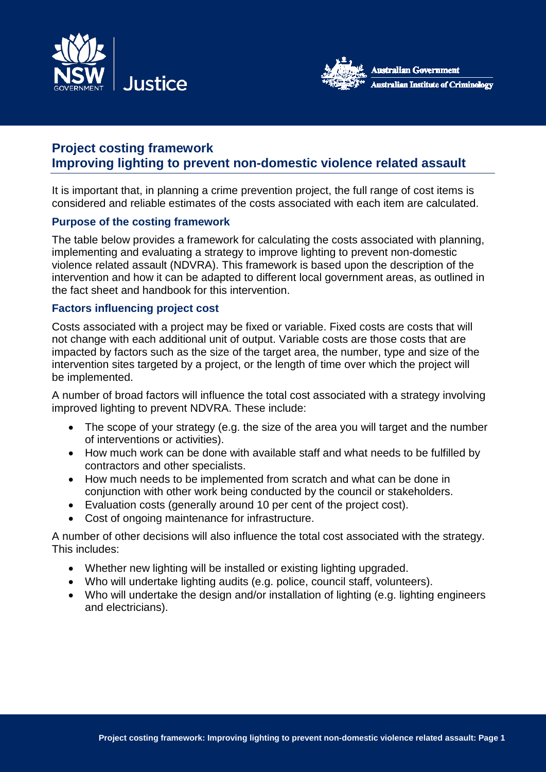# Project costing framework
# Improving lighting to prevent non-domestic violence related assault

It is important that, in planning a crime prevention project, the full range of cost items is considered and reliable estimates of the costs associated with each item are calculated.

### Purpose of the costing framework

The table below provides a framework for calculating the costs associated with planning, implementing and evaluating a strategy to improve lighting to prevent non-domestic violence related assault (NDVRA). This framework is based upon the description of the intervention and how it can be adapted to different local government areas, as outlined in the fact sheet and handbook for this intervention.

### Factors influencing project cost

Costs associated with a project may be fixed or variable. Fixed costs are costs that will not change with each additional unit of output. Variable costs are those costs that are impacted by factors such as the size of the target area, the number, type and size of the intervention sites targeted by a project, or the length of time over which the project will be implemented.

A number of broad factors will influence the total cost associated with a strategy involving improved lighting to prevent NDVRA. These include:

- The scope of your strategy (e.g. the size of the area you will target and the number of interventions or activities).
- How much work can be done with available staff and what needs to be fulfilled by contractors and other specialists.
- How much needs to be implemented from scratch and what can be done in conjunction with other work being conducted by the council or stakeholders.
- Evaluation costs (generally around 10 per cent of the project cost).
- Cost of ongoing maintenance for infrastructure.

A number of other decisions will also influence the total cost associated with the strategy. This includes:

- Whether new lighting will be installed or existing lighting upgraded.
- Who will undertake lighting audits (e.g. police, council staff, volunteers).
- Who will undertake the design and/or installation of lighting (e.g. lighting engineers and electricians).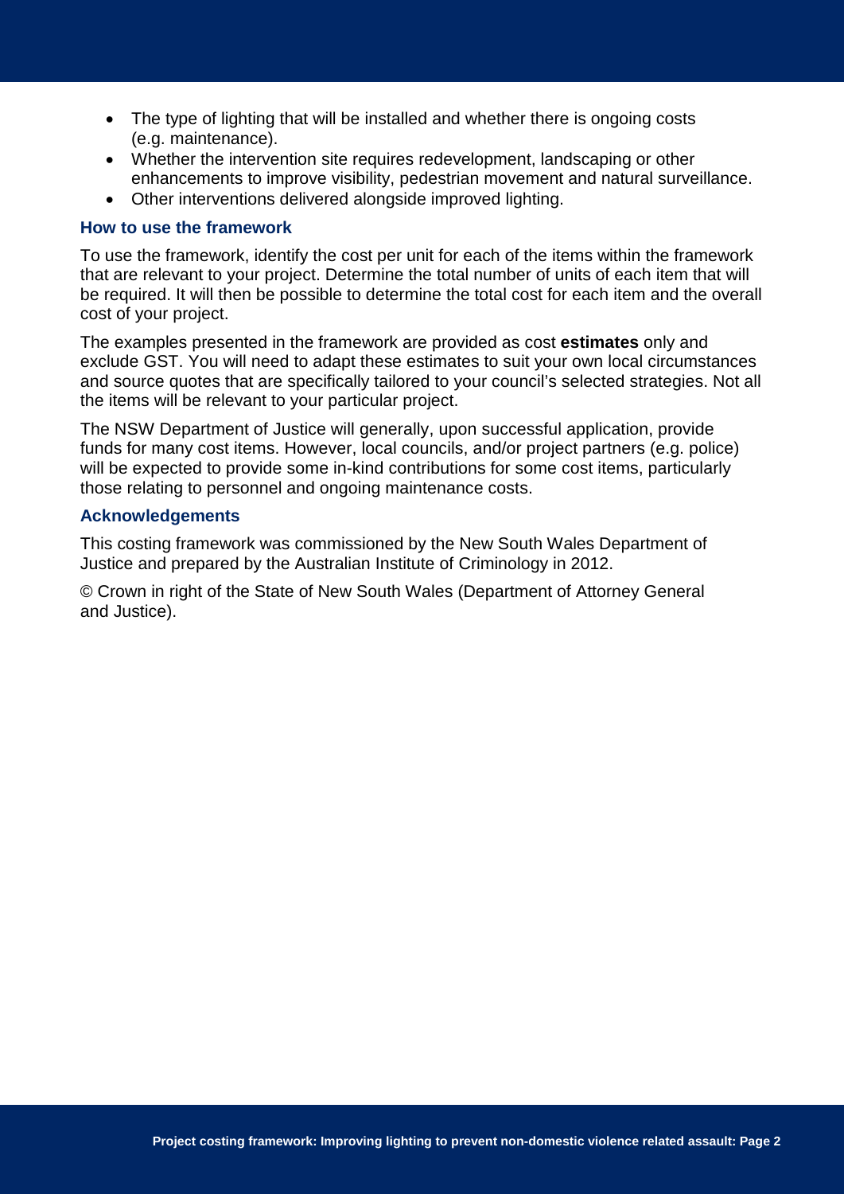- The type of lighting that will be installed and whether there is ongoing costs (e.g. maintenance).
- Whether the intervention site requires redevelopment, landscaping or other enhancements to improve visibility, pedestrian movement and natural surveillance.
- Other interventions delivered alongside improved lighting.

### How to use the framework

To use the framework, identify the cost per unit for each of the items within the framework that are relevant to your project. Determine the total number of units of each item that will be required. It will then be possible to determine the total cost for each item and the overall cost of your project.

The examples presented in the framework are provided as cost **estimates** only and exclude GST. You will need to adapt these estimates to suit your own local circumstances and source quotes that are specifically tailored to your council's selected strategies. Not all the items will be relevant to your particular project.

The NSW Department of Justice will generally, upon successful application, provide funds for many cost items. However, local councils, and/or project partners (e.g. police) will be expected to provide some in-kind contributions for some cost items, particularly those relating to personnel and ongoing maintenance costs.

### Acknowledgements

This costing framework was commissioned by the New South Wales Department of Justice and prepared by the Australian Institute of Criminology in 2012.

© Crown in right of the State of New South Wales (Department of Attorney General and Justice).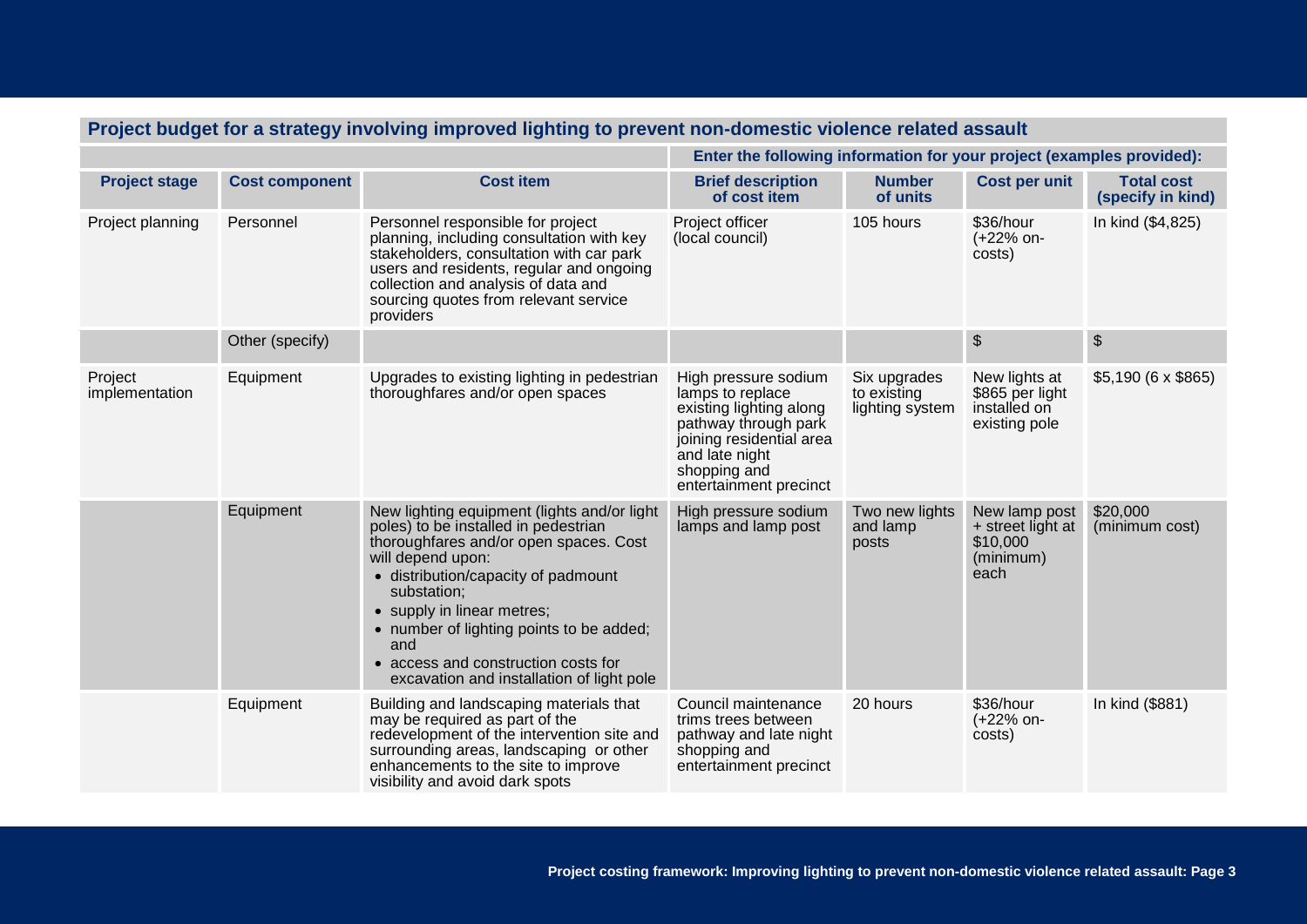## Project budget for a strategy involving improved lighting to prevent non-domestic violence related assault

| | | | Enter the following information for your project (examples provided): | | | |
|---|---|---|---|---|---|---|
| **Project stage** | **Cost component** | **Cost item** | **Brief description of cost item** | **Number of units** | **Cost per unit** | **Total cost (specify in kind)** |
| Project planning | Personnel | Personnel responsible for project planning, including consultation with key stakeholders, consultation with car park users and residents, regular and ongoing collection and analysis of data and sourcing quotes from relevant service providers | Project officer (local council) | 105 hours | $36/hour (+22% on-costs) | In kind ($4,825) |
| | Other (specify) | | | | $ | $ |
| Project implementation | Equipment | Upgrades to existing lighting in pedestrian thoroughfares and/or open spaces | High pressure sodium lamps to replace existing lighting along pathway through park joining residential area and late night shopping and entertainment precinct | Six upgrades to existing lighting system | New lights at $865 per light installed on existing pole | $5,190 (6 x $865) |
| | Equipment | New lighting equipment (lights and/or light poles) to be installed in pedestrian thoroughfares and/or open spaces. Cost will depend upon:<br>• distribution/capacity of padmount substation;<br>• supply in linear metres;<br>• number of lighting points to be added; and<br>• access and construction costs for excavation and installation of light pole | High pressure sodium lamps and lamp post | Two new lights and lamp posts | New lamp post + street light at $10,000 (minimum) each | $20,000 (minimum cost) |
| | Equipment | Building and landscaping materials that may be required as part of the redevelopment of the intervention site and surrounding areas, landscaping or other enhancements to the site to improve visibility and avoid dark spots | Council maintenance trims trees between pathway and late night shopping and entertainment precinct | 20 hours | $36/hour (+22% on-costs) | In kind ($881) |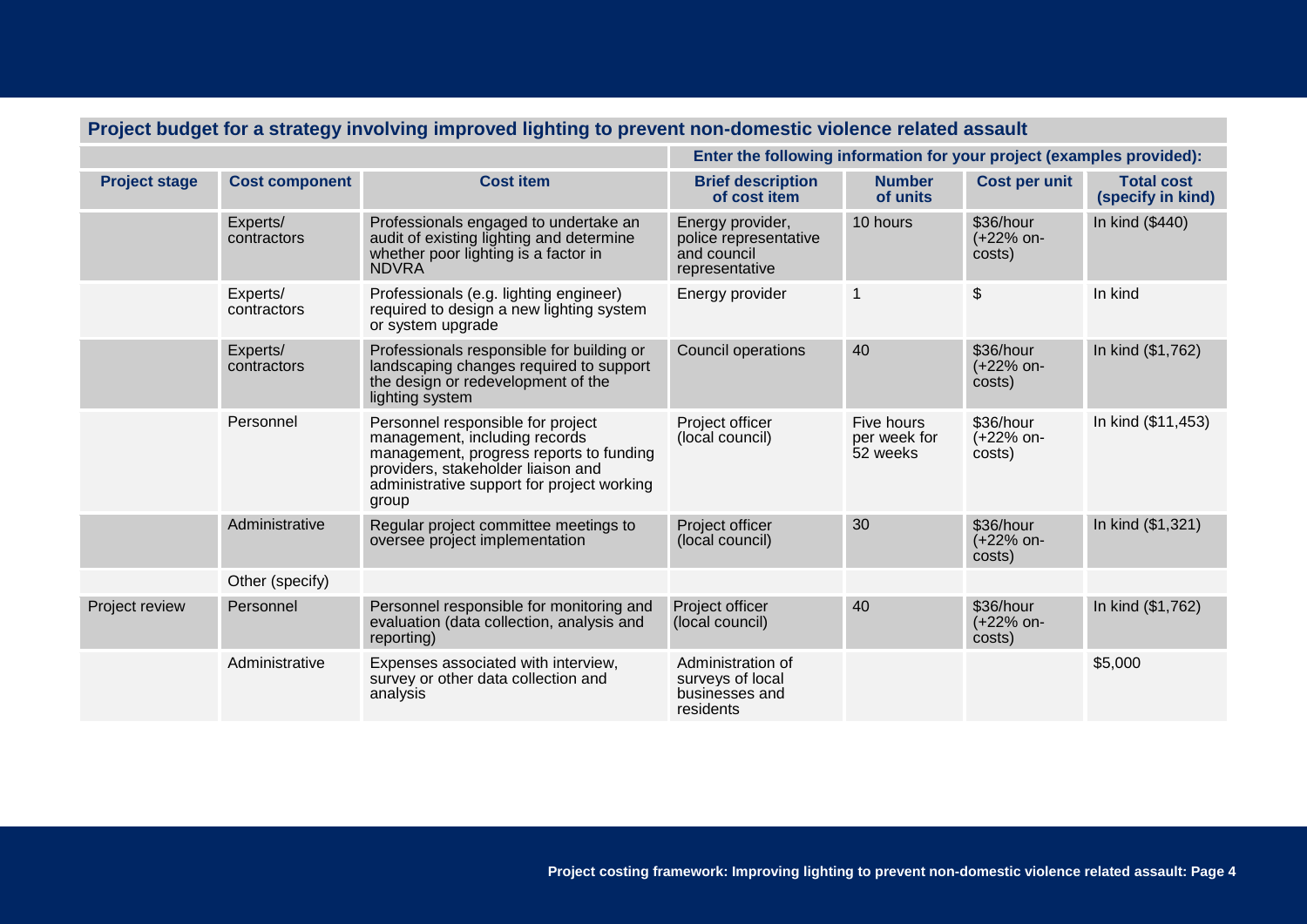## Project budget for a strategy involving improved lighting to prevent non-domestic violence related assault

| | | | Enter the following information for your project (examples provided): | | | |
|---|---|---|---|---|---|---|
| **Project stage** | **Cost component** | **Cost item** | **Brief description of cost item** | **Number of units** | **Cost per unit** | **Total cost (specify in kind)** |
| | Experts/ contractors | Professionals engaged to undertake an audit of existing lighting and determine whether poor lighting is a factor in NDVRA | Energy provider, police representative and council representative | 10 hours | $36/hour (+22% on-costs) | In kind ($440) |
| | Experts/ contractors | Professionals (e.g. lighting engineer) required to design a new lighting system or system upgrade | Energy provider | 1 | $ | In kind |
| | Experts/ contractors | Professionals responsible for building or landscaping changes required to support the design or redevelopment of the lighting system | Council operations | 40 | $36/hour (+22% on-costs) | In kind ($1,762) |
| | Personnel | Personnel responsible for project management, including records management, progress reports to funding providers, stakeholder liaison and administrative support for project working group | Project officer (local council) | Five hours per week for 52 weeks | $36/hour (+22% on-costs) | In kind ($11,453) |
| | Administrative | Regular project committee meetings to oversee project implementation | Project officer (local council) | 30 | $36/hour (+22% on-costs) | In kind ($1,321) |
| | Other (specify) | | | | | |
| Project review | Personnel | Personnel responsible for monitoring and evaluation (data collection, analysis and reporting) | Project officer (local council) | 40 | $36/hour (+22% on-costs) | In kind ($1,762) |
| | Administrative | Expenses associated with interview, survey or other data collection and analysis | Administration of surveys of local businesses and residents | | | $5,000 |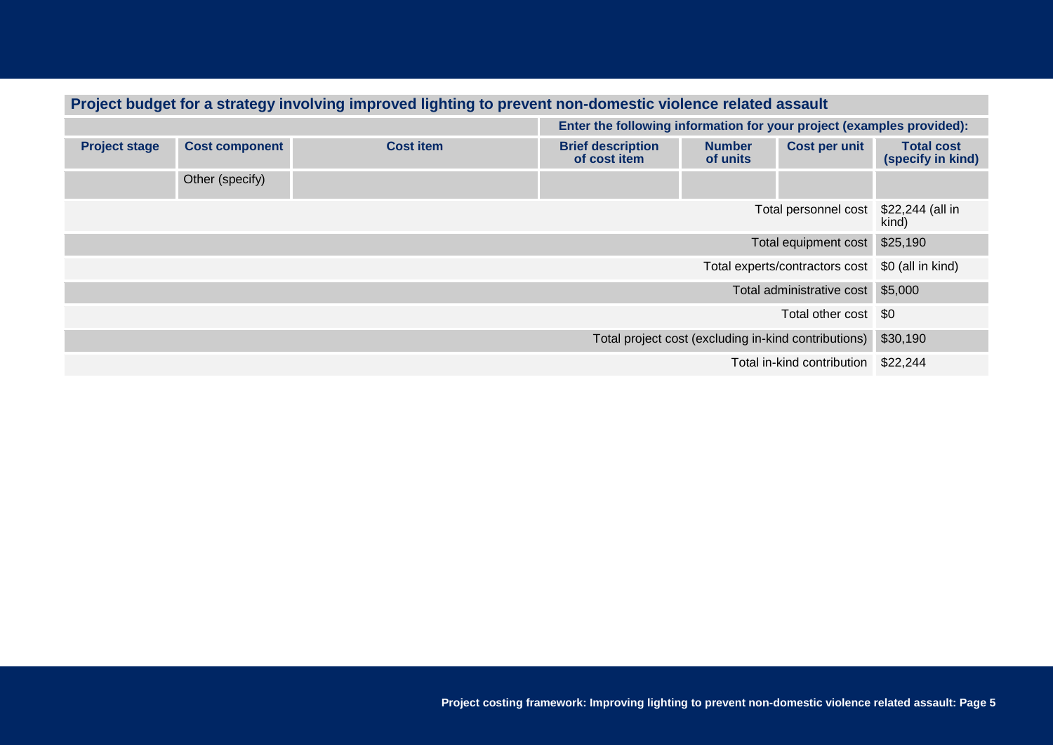**Project budget for a strategy involving improved lighting to prevent non-domestic violence related assault**

| | | | Enter the following information for your project (examples provided): | | | |
|---|---|---|---|---|---|---|
| **Project stage** | **Cost component** | **Cost item** | **Brief description of cost item** | **Number of units** | **Cost per unit** | **Total cost (specify in kind)** |
| | Other (specify) | | | | | |
| | | | | | Total personnel cost | $22,244 (all in kind) |
| | | | | | Total equipment cost | $25,190 |
| | | | | | Total experts/contractors cost | $0 (all in kind) |
| | | | | | Total administrative cost | $5,000 |
| | | | | | Total other cost | $0 |
| | | | | | Total project cost (excluding in-kind contributions) | $30,190 |
| | | | | | Total in-kind contribution | $22,244 |